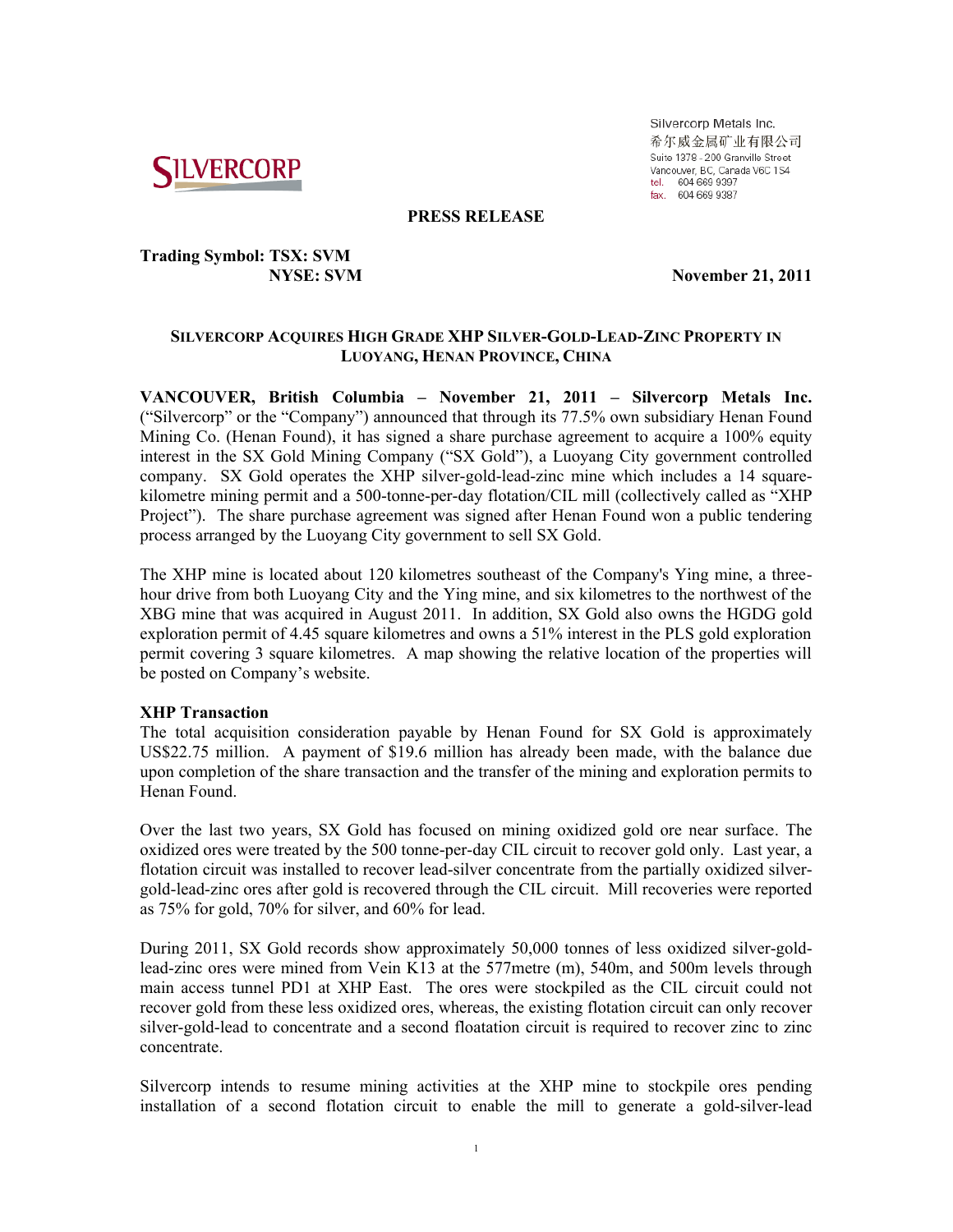Silvercorp Metals Inc.
希尔威金属矿业有限公司
Suite 1378 - 200 Granville Street
Vancouver, BC, Canada V6C 1S4
tel. 604 669 9397
fax. 604 669 9387

**PRESS RELEASE**

**Trading Symbol: TSX: SVM**
**NYSE: SVM**

**November 21, 2011**

## SILVERCORP ACQUIRES HIGH GRADE XHP SILVER-GOLD-LEAD-ZINC PROPERTY IN LUOYANG, HENAN PROVINCE, CHINA

**VANCOUVER, British Columbia – November 21, 2011 – Silvercorp Metals Inc.** ("Silvercorp" or the "Company") announced that through its 77.5% own subsidiary Henan Found Mining Co. (Henan Found), it has signed a share purchase agreement to acquire a 100% equity interest in the SX Gold Mining Company ("SX Gold"), a Luoyang City government controlled company. SX Gold operates the XHP silver-gold-lead-zinc mine which includes a 14 square-kilometre mining permit and a 500-tonne-per-day flotation/CIL mill (collectively called as "XHP Project"). The share purchase agreement was signed after Henan Found won a public tendering process arranged by the Luoyang City government to sell SX Gold.

The XHP mine is located about 120 kilometres southeast of the Company's Ying mine, a three-hour drive from both Luoyang City and the Ying mine, and six kilometres to the northwest of the XBG mine that was acquired in August 2011. In addition, SX Gold also owns the HGDG gold exploration permit of 4.45 square kilometres and owns a 51% interest in the PLS gold exploration permit covering 3 square kilometres. A map showing the relative location of the properties will be posted on Company's website.

**XHP Transaction**

The total acquisition consideration payable by Henan Found for SX Gold is approximately US$22.75 million. A payment of $19.6 million has already been made, with the balance due upon completion of the share transaction and the transfer of the mining and exploration permits to Henan Found.

Over the last two years, SX Gold has focused on mining oxidized gold ore near surface. The oxidized ores were treated by the 500 tonne-per-day CIL circuit to recover gold only. Last year, a flotation circuit was installed to recover lead-silver concentrate from the partially oxidized silver-gold-lead-zinc ores after gold is recovered through the CIL circuit. Mill recoveries were reported as 75% for gold, 70% for silver, and 60% for lead.

During 2011, SX Gold records show approximately 50,000 tonnes of less oxidized silver-gold-lead-zinc ores were mined from Vein K13 at the 577metre (m), 540m, and 500m levels through main access tunnel PD1 at XHP East. The ores were stockpiled as the CIL circuit could not recover gold from these less oxidized ores, whereas, the existing flotation circuit can only recover silver-gold-lead to concentrate and a second floatation circuit is required to recover zinc to zinc concentrate.

Silvercorp intends to resume mining activities at the XHP mine to stockpile ores pending installation of a second flotation circuit to enable the mill to generate a gold-silver-lead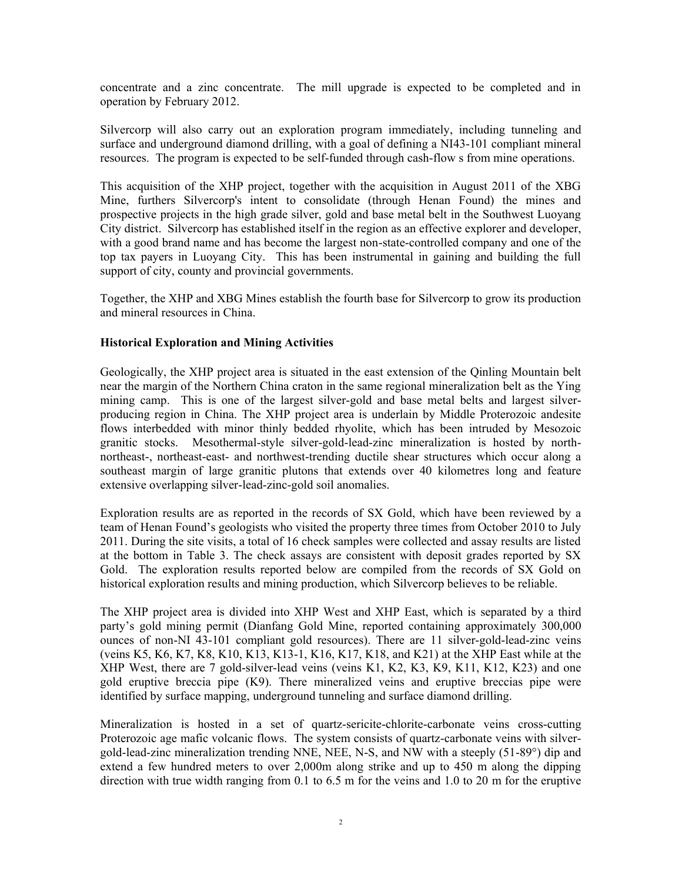concentrate and a zinc concentrate. The mill upgrade is expected to be completed and in operation by February 2012.

Silvercorp will also carry out an exploration program immediately, including tunneling and surface and underground diamond drilling, with a goal of defining a NI43-101 compliant mineral resources. The program is expected to be self-funded through cash-flow s from mine operations.

This acquisition of the XHP project, together with the acquisition in August 2011 of the XBG Mine, furthers Silvercorp's intent to consolidate (through Henan Found) the mines and prospective projects in the high grade silver, gold and base metal belt in the Southwest Luoyang City district. Silvercorp has established itself in the region as an effective explorer and developer, with a good brand name and has become the largest non-state-controlled company and one of the top tax payers in Luoyang City. This has been instrumental in gaining and building the full support of city, county and provincial governments.

Together, the XHP and XBG Mines establish the fourth base for Silvercorp to grow its production and mineral resources in China.

**Historical Exploration and Mining Activities**

Geologically, the XHP project area is situated in the east extension of the Qinling Mountain belt near the margin of the Northern China craton in the same regional mineralization belt as the Ying mining camp. This is one of the largest silver-gold and base metal belts and largest silver-producing region in China. The XHP project area is underlain by Middle Proterozoic andesite flows interbedded with minor thinly bedded rhyolite, which has been intruded by Mesozoic granitic stocks. Mesothermal-style silver-gold-lead-zinc mineralization is hosted by north-northeast-, northeast-east- and northwest-trending ductile shear structures which occur along a southeast margin of large granitic plutons that extends over 40 kilometres long and feature extensive overlapping silver-lead-zinc-gold soil anomalies.

Exploration results are as reported in the records of SX Gold, which have been reviewed by a team of Henan Found's geologists who visited the property three times from October 2010 to July 2011. During the site visits, a total of 16 check samples were collected and assay results are listed at the bottom in Table 3. The check assays are consistent with deposit grades reported by SX Gold. The exploration results reported below are compiled from the records of SX Gold on historical exploration results and mining production, which Silvercorp believes to be reliable.

The XHP project area is divided into XHP West and XHP East, which is separated by a third party's gold mining permit (Dianfang Gold Mine, reported containing approximately 300,000 ounces of non-NI 43-101 compliant gold resources). There are 11 silver-gold-lead-zinc veins (veins K5, K6, K7, K8, K10, K13, K13-1, K16, K17, K18, and K21) at the XHP East while at the XHP West, there are 7 gold-silver-lead veins (veins K1, K2, K3, K9, K11, K12, K23) and one gold eruptive breccia pipe (K9). There mineralized veins and eruptive breccias pipe were identified by surface mapping, underground tunneling and surface diamond drilling.

Mineralization is hosted in a set of quartz-sericite-chlorite-carbonate veins cross-cutting Proterozoic age mafic volcanic flows. The system consists of quartz-carbonate veins with silver-gold-lead-zinc mineralization trending NNE, NEE, N-S, and NW with a steeply (51-89°) dip and extend a few hundred meters to over 2,000m along strike and up to 450 m along the dipping direction with true width ranging from 0.1 to 6.5 m for the veins and 1.0 to 20 m for the eruptive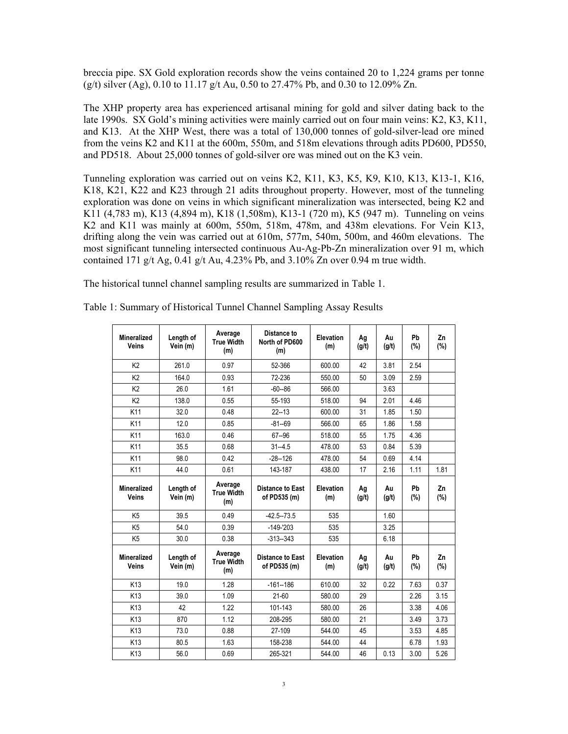breccia pipe. SX Gold exploration records show the veins contained 20 to 1,224 grams per tonne (g/t) silver (Ag), 0.10 to 11.17 g/t Au, 0.50 to 27.47% Pb, and 0.30 to 12.09% Zn.

The XHP property area has experienced artisanal mining for gold and silver dating back to the late 1990s. SX Gold's mining activities were mainly carried out on four main veins: K2, K3, K11, and K13. At the XHP West, there was a total of 130,000 tonnes of gold-silver-lead ore mined from the veins K2 and K11 at the 600m, 550m, and 518m elevations through adits PD600, PD550, and PD518. About 25,000 tonnes of gold-silver ore was mined out on the K3 vein.

Tunneling exploration was carried out on veins K2, K11, K3, K5, K9, K10, K13, K13-1, K16, K18, K21, K22 and K23 through 21 adits throughout property. However, most of the tunneling exploration was done on veins in which significant mineralization was intersected, being K2 and K11 (4,783 m), K13 (4,894 m), K18 (1,508m), K13-1 (720 m), K5 (947 m). Tunneling on veins K2 and K11 was mainly at 600m, 550m, 518m, 478m, and 438m elevations. For Vein K13, drifting along the vein was carried out at 610m, 577m, 540m, 500m, and 460m elevations. The most significant tunneling intersected continuous Au-Ag-Pb-Zn mineralization over 91 m, which contained 171 g/t Ag, 0.41 g/t Au, 4.23% Pb, and 3.10% Zn over 0.94 m true width.

The historical tunnel channel sampling results are summarized in Table 1.

Table 1: Summary of Historical Tunnel Channel Sampling Assay Results

| Mineralized Veins | Length of Vein (m) | Average True Width (m) | Distance to North of PD600 (m) | Elevation (m) | Ag (g/t) | Au (g/t) | Pb (%) | Zn (%) |
|---|---|---|---|---|---|---|---|---|
| K2 | 261.0 | 0.97 | 52-366 | 600.00 | 42 | 3.81 | 2.54 | |
| K2 | 164.0 | 0.93 | 72-236 | 550.00 | 50 | 3.09 | 2.59 | |
| K2 | 26.0 | 1.61 | -60--86 | 566.00 | | 3.63 | | |
| K2 | 138.0 | 0.55 | 55-193 | 518.00 | 94 | 2.01 | 4.46 | |
| K11 | 32.0 | 0.48 | 22--13 | 600.00 | 31 | 1.85 | 1.50 | |
| K11 | 12.0 | 0.85 | -81--69 | 566.00 | 65 | 1.86 | 1.58 | |
| K11 | 163.0 | 0.46 | 67--96 | 518.00 | 55 | 1.75 | 4.36 | |
| K11 | 35.5 | 0.68 | 31--4.5 | 478.00 | 53 | 0.84 | 5.39 | |
| K11 | 98.0 | 0.42 | -28--126 | 478.00 | 54 | 0.69 | 4.14 | |
| K11 | 44.0 | 0.61 | 143-187 | 438.00 | 17 | 2.16 | 1.11 | 1.81 |
| **Mineralized Veins** | **Length of Vein (m)** | **Average True Width (m)** | **Distance to East of PD535 (m)** | **Elevation (m)** | **Ag (g/t)** | **Au (g/t)** | **Pb (%)** | **Zn (%)** |
| K5 | 39.5 | 0.49 | -42.5--73.5 | 535 | | 1.60 | | |
| K5 | 54.0 | 0.39 | -149-'203 | 535 | | 3.25 | | |
| K5 | 30.0 | 0.38 | -313--343 | 535 | | 6.18 | | |
| **Mineralized Veins** | **Length of Vein (m)** | **Average True Width (m)** | **Distance to East of PD535 (m)** | **Elevation (m)** | **Ag (g/t)** | **Au (g/t)** | **Pb (%)** | **Zn (%)** |
| K13 | 19.0 | 1.28 | -161--186 | 610.00 | 32 | 0.22 | 7.63 | 0.37 |
| K13 | 39.0 | 1.09 | 21-60 | 580.00 | 29 | | 2.26 | 3.15 |
| K13 | 42 | 1.22 | 101-143 | 580.00 | 26 | | 3.38 | 4.06 |
| K13 | 870 | 1.12 | 208-295 | 580.00 | 21 | | 3.49 | 3.73 |
| K13 | 73.0 | 0.88 | 27-109 | 544.00 | 45 | | 3.53 | 4.85 |
| K13 | 80.5 | 1.63 | 158-238 | 544.00 | 44 | | 6.78 | 1.93 |
| K13 | 56.0 | 0.69 | 265-321 | 544.00 | 46 | 0.13 | 3.00 | 5.26 |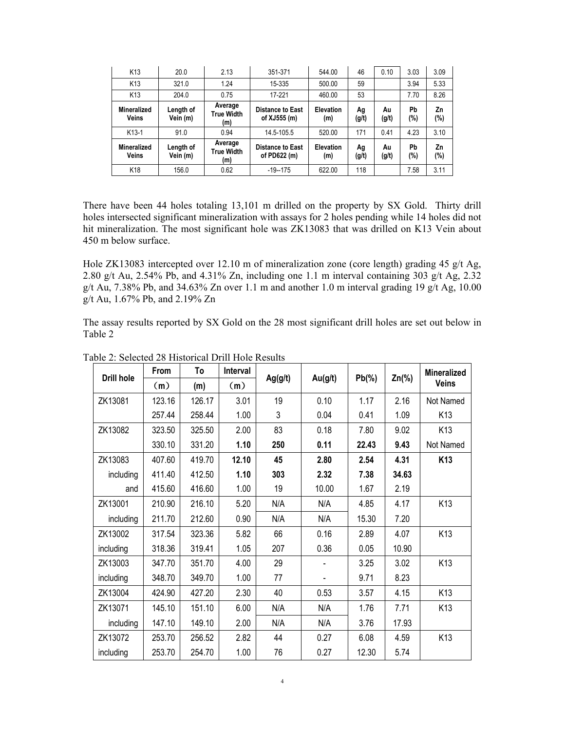| K13 | 20.0 | 2.13 | 351-371 | 544.00 | 46 | 0.10 | 3.03 | 3.09 |
|---|---|---|---|---|---|---|---|---|
| K13 | 321.0 | 1.24 | 15-335 | 500.00 | 59 | | 3.94 | 5.33 |
| K13 | 204.0 | 0.75 | 17-221 | 460.00 | 53 | | 7.70 | 8.26 |
| **Mineralized Veins** | **Length of Vein (m)** | **Average True Width (m)** | **Distance to East of XJ555 (m)** | **Elevation (m)** | **Ag (g/t)** | **Au (g/t)** | **Pb (%)** | **Zn (%)** |
| K13-1 | 91.0 | 0.94 | 14.5-105.5 | 520.00 | 171 | 0.41 | 4.23 | 3.10 |
| **Mineralized Veins** | **Length of Vein (m)** | **Average True Width (m)** | **Distance to East of PD622 (m)** | **Elevation (m)** | **Ag (g/t)** | **Au (g/t)** | **Pb (%)** | **Zn (%)** |
| K18 | 156.0 | 0.62 | -19--175 | 622.00 | 118 | | 7.58 | 3.11 |

There have been 44 holes totaling 13,101 m drilled on the property by SX Gold. Thirty drill holes intersected significant mineralization with assays for 2 holes pending while 14 holes did not hit mineralization. The most significant hole was ZK13083 that was drilled on K13 Vein about 450 m below surface.

Hole ZK13083 intercepted over 12.10 m of mineralization zone (core length) grading 45 g/t Ag, 2.80 g/t Au, 2.54% Pb, and 4.31% Zn, including one 1.1 m interval containing 303 g/t Ag, 2.32 g/t Au, 7.38% Pb, and 34.63% Zn over 1.1 m and another 1.0 m interval grading 19 g/t Ag, 10.00 g/t Au, 1.67% Pb, and 2.19% Zn

The assay results reported by SX Gold on the 28 most significant drill holes are set out below in Table 2

Table 2: Selected 28 Historical Drill Hole Results

| Drill hole | From (m) | To (m) | Interval (m) | Ag(g/t) | Au(g/t) | Pb(%) | Zn(%) | Mineralized Veins |
|---|---|---|---|---|---|---|---|---|
| ZK13081 | 123.16 | 126.17 | 3.01 | 19 | 0.10 | 1.17 | 2.16 | Not Named |
| | 257.44 | 258.44 | 1.00 | 3 | 0.04 | 0.41 | 1.09 | K13 |
| ZK13082 | 323.50 | 325.50 | 2.00 | 83 | 0.18 | 7.80 | 9.02 | K13 |
| | 330.10 | 331.20 | **1.10** | **250** | **0.11** | **22.43** | **9.43** | Not Named |
| ZK13083 | 407.60 | 419.70 | **12.10** | **45** | **2.80** | **2.54** | **4.31** | **K13** |
| including | 411.40 | 412.50 | **1.10** | **303** | **2.32** | **7.38** | **34.63** | |
| and | 415.60 | 416.60 | 1.00 | 19 | 10.00 | 1.67 | 2.19 | |
| ZK13001 | 210.90 | 216.10 | 5.20 | N/A | N/A | 4.85 | 4.17 | K13 |
| including | 211.70 | 212.60 | 0.90 | N/A | N/A | 15.30 | 7.20 | |
| ZK13002 | 317.54 | 323.36 | 5.82 | 66 | 0.16 | 2.89 | 4.07 | K13 |
| including | 318.36 | 319.41 | 1.05 | 207 | 0.36 | 0.05 | 10.90 | |
| ZK13003 | 347.70 | 351.70 | 4.00 | 29 | - | 3.25 | 3.02 | K13 |
| including | 348.70 | 349.70 | 1.00 | 77 | - | 9.71 | 8.23 | |
| ZK13004 | 424.90 | 427.20 | 2.30 | 40 | 0.53 | 3.57 | 4.15 | K13 |
| ZK13071 | 145.10 | 151.10 | 6.00 | N/A | N/A | 1.76 | 7.71 | K13 |
| including | 147.10 | 149.10 | 2.00 | N/A | N/A | 3.76 | 17.93 | |
| ZK13072 | 253.70 | 256.52 | 2.82 | 44 | 0.27 | 6.08 | 4.59 | K13 |
| including | 253.70 | 254.70 | 1.00 | 76 | 0.27 | 12.30 | 5.74 | |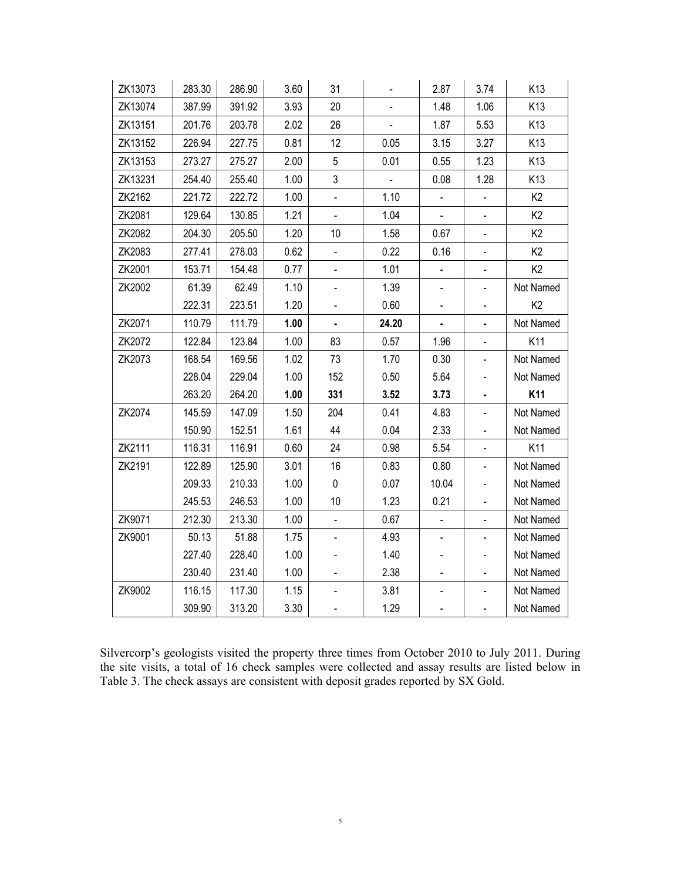| ZK13073 | 283.30 | 286.90 | 3.60 | 31 | - | 2.87 | 3.74 | K13 |
|---|---|---|---|---|---|---|---|---|
| ZK13074 | 387.99 | 391.92 | 3.93 | 20 | - | 1.48 | 1.06 | K13 |
| ZK13151 | 201.76 | 203.78 | 2.02 | 26 | - | 1.87 | 5.53 | K13 |
| ZK13152 | 226.94 | 227.75 | 0.81 | 12 | 0.05 | 3.15 | 3.27 | K13 |
| ZK13153 | 273.27 | 275.27 | 2.00 | 5 | 0.01 | 0.55 | 1.23 | K13 |
| ZK13231 | 254.40 | 255.40 | 1.00 | 3 | - | 0.08 | 1.28 | K13 |
| ZK2162 | 221.72 | 222.72 | 1.00 | - | 1.10 | - | - | K2 |
| ZK2081 | 129.64 | 130.85 | 1.21 | - | 1.04 | - | - | K2 |
| ZK2082 | 204.30 | 205.50 | 1.20 | 10 | 1.58 | 0.67 | - | K2 |
| ZK2083 | 277.41 | 278.03 | 0.62 | - | 0.22 | 0.16 | - | K2 |
| ZK2001 | 153.71 | 154.48 | 0.77 | - | 1.01 | - | - | K2 |
| ZK2002 | 61.39 | 62.49 | 1.10 | - | 1.39 | - | - | Not Named |
| | 222.31 | 223.51 | 1.20 | - | 0.60 | - | - | K2 |
| ZK2071 | 110.79 | 111.79 | **1.00** | **-** | **24.20** | **-** | **-** | Not Named |
| ZK2072 | 122.84 | 123.84 | 1.00 | 83 | 0.57 | 1.96 | - | K11 |
| ZK2073 | 168.54 | 169.56 | 1.02 | 73 | 1.70 | 0.30 | - | Not Named |
| | 228.04 | 229.04 | 1.00 | 152 | 0.50 | 5.64 | - | Not Named |
| | 263.20 | 264.20 | **1.00** | **331** | **3.52** | **3.73** | **-** | **K11** |
| ZK2074 | 145.59 | 147.09 | 1.50 | 204 | 0.41 | 4.83 | - | Not Named |
| | 150.90 | 152.51 | 1.61 | 44 | 0.04 | 2.33 | - | Not Named |
| ZK2111 | 116.31 | 116.91 | 0.60 | 24 | 0.98 | 5.54 | - | K11 |
| ZK2191 | 122.89 | 125.90 | 3.01 | 16 | 0.83 | 0.80 | - | Not Named |
| | 209.33 | 210.33 | 1.00 | 0 | 0.07 | 10.04 | - | Not Named |
| | 245.53 | 246.53 | 1.00 | 10 | 1.23 | 0.21 | - | Not Named |
| ZK9071 | 212.30 | 213.30 | 1.00 | - | 0.67 | - | - | Not Named |
| ZK9001 | 50.13 | 51.88 | 1.75 | - | 4.93 | - | - | Not Named |
| | 227.40 | 228.40 | 1.00 | - | 1.40 | - | - | Not Named |
| | 230.40 | 231.40 | 1.00 | - | 2.38 | - | - | Not Named |
| ZK9002 | 116.15 | 117.30 | 1.15 | - | 3.81 | - | - | Not Named |
| | 309.90 | 313.20 | 3.30 | - | 1.29 | - | - | Not Named |

Silvercorp's geologists visited the property three times from October 2010 to July 2011. During the site visits, a total of 16 check samples were collected and assay results are listed below in Table 3. The check assays are consistent with deposit grades reported by SX Gold.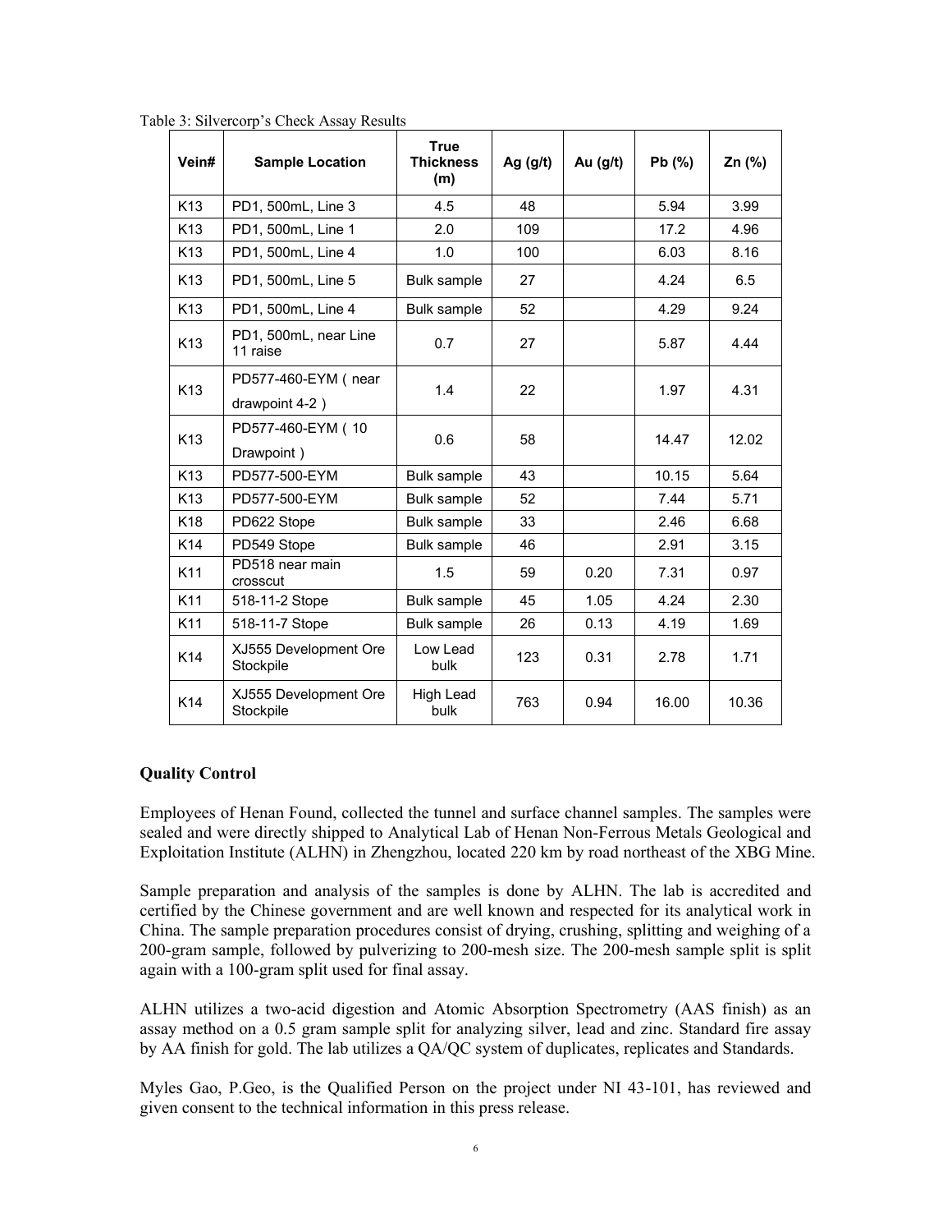Table 3: Silvercorp's Check Assay Results

| Vein# | Sample Location | True Thickness (m) | Ag (g/t) | Au (g/t) | Pb (%) | Zn (%) |
|---|---|---|---|---|---|---|
| K13 | PD1, 500mL, Line 3 | 4.5 | 48 | | 5.94 | 3.99 |
| K13 | PD1, 500mL, Line 1 | 2.0 | 109 | | 17.2 | 4.96 |
| K13 | PD1, 500mL, Line 4 | 1.0 | 100 | | 6.03 | 8.16 |
| K13 | PD1, 500mL, Line 5 | Bulk sample | 27 | | 4.24 | 6.5 |
| K13 | PD1, 500mL, Line 4 | Bulk sample | 52 | | 4.29 | 9.24 |
| K13 | PD1, 500mL, near Line 11 raise | 0.7 | 27 | | 5.87 | 4.44 |
| K13 | PD577-460-EYM（near drawpoint 4-2） | 1.4 | 22 | | 1.97 | 4.31 |
| K13 | PD577-460-EYM（10 Drawpoint） | 0.6 | 58 | | 14.47 | 12.02 |
| K13 | PD577-500-EYM | Bulk sample | 43 | | 10.15 | 5.64 |
| K13 | PD577-500-EYM | Bulk sample | 52 | | 7.44 | 5.71 |
| K18 | PD622 Stope | Bulk sample | 33 | | 2.46 | 6.68 |
| K14 | PD549 Stope | Bulk sample | 46 | | 2.91 | 3.15 |
| K11 | PD518 near main crosscut | 1.5 | 59 | 0.20 | 7.31 | 0.97 |
| K11 | 518-11-2 Stope | Bulk sample | 45 | 1.05 | 4.24 | 2.30 |
| K11 | 518-11-7 Stope | Bulk sample | 26 | 0.13 | 4.19 | 1.69 |
| K14 | XJ555 Development Ore Stockpile | Low Lead bulk | 123 | 0.31 | 2.78 | 1.71 |
| K14 | XJ555 Development Ore Stockpile | High Lead bulk | 763 | 0.94 | 16.00 | 10.36 |

**Quality Control**

Employees of Henan Found, collected the tunnel and surface channel samples. The samples were sealed and were directly shipped to Analytical Lab of Henan Non-Ferrous Metals Geological and Exploitation Institute (ALHN) in Zhengzhou, located 220 km by road northeast of the XBG Mine.

Sample preparation and analysis of the samples is done by ALHN. The lab is accredited and certified by the Chinese government and are well known and respected for its analytical work in China. The sample preparation procedures consist of drying, crushing, splitting and weighing of a 200-gram sample, followed by pulverizing to 200-mesh size. The 200-mesh sample split is split again with a 100-gram split used for final assay.

ALHN utilizes a two-acid digestion and Atomic Absorption Spectrometry (AAS finish) as an assay method on a 0.5 gram sample split for analyzing silver, lead and zinc. Standard fire assay by AA finish for gold. The lab utilizes a QA/QC system of duplicates, replicates and Standards.

Myles Gao, P.Geo, is the Qualified Person on the project under NI 43-101, has reviewed and given consent to the technical information in this press release.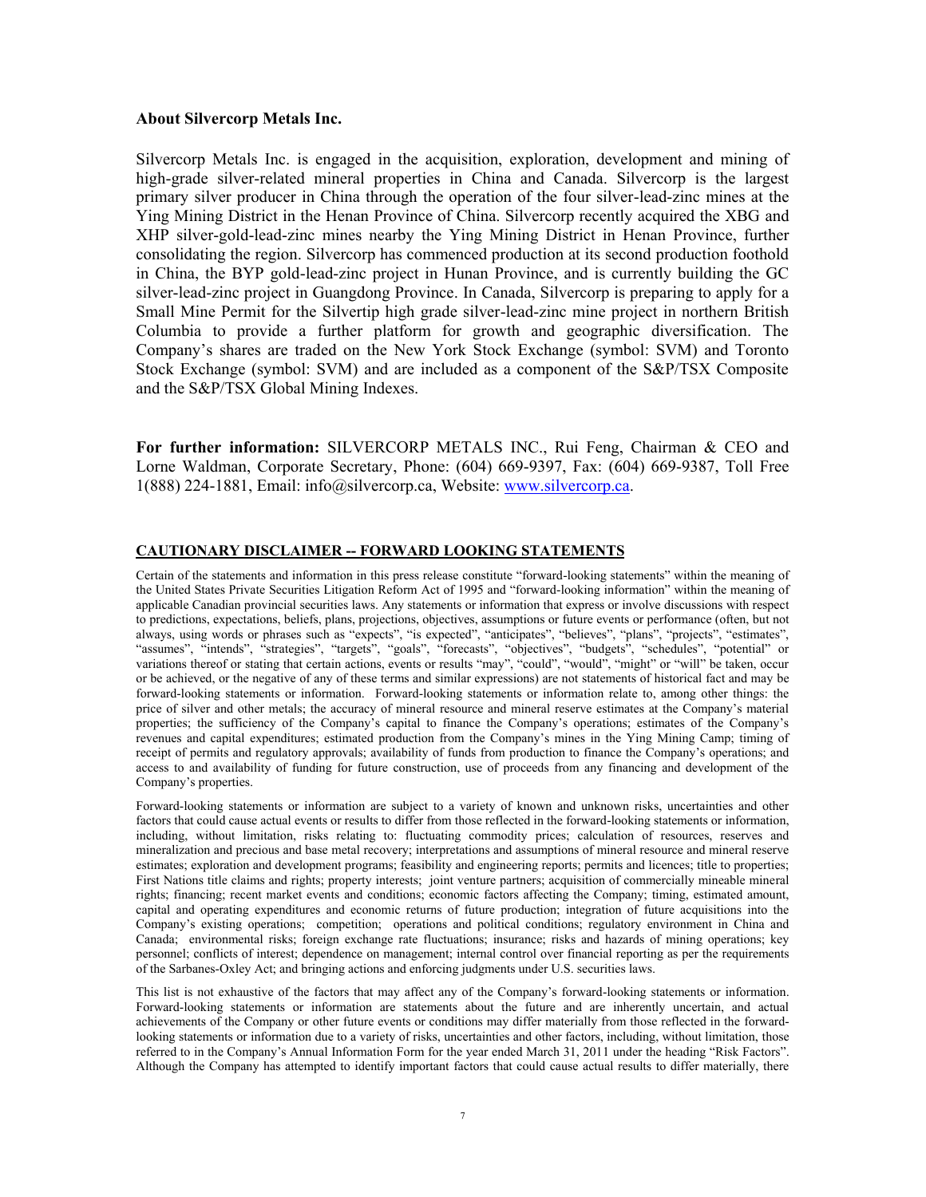**About Silvercorp Metals Inc.**

Silvercorp Metals Inc. is engaged in the acquisition, exploration, development and mining of high-grade silver-related mineral properties in China and Canada. Silvercorp is the largest primary silver producer in China through the operation of the four silver-lead-zinc mines at the Ying Mining District in the Henan Province of China. Silvercorp recently acquired the XBG and XHP silver-gold-lead-zinc mines nearby the Ying Mining District in Henan Province, further consolidating the region. Silvercorp has commenced production at its second production foothold in China, the BYP gold-lead-zinc project in Hunan Province, and is currently building the GC silver-lead-zinc project in Guangdong Province. In Canada, Silvercorp is preparing to apply for a Small Mine Permit for the Silvertip high grade silver-lead-zinc mine project in northern British Columbia to provide a further platform for growth and geographic diversification. The Company's shares are traded on the New York Stock Exchange (symbol: SVM) and Toronto Stock Exchange (symbol: SVM) and are included as a component of the S&P/TSX Composite and the S&P/TSX Global Mining Indexes.

**For further information:** SILVERCORP METALS INC., Rui Feng, Chairman & CEO and Lorne Waldman, Corporate Secretary, Phone: (604) 669-9397, Fax: (604) 669-9387, Toll Free 1(888) 224-1881, Email: info@silvercorp.ca, Website: www.silvercorp.ca.

**CAUTIONARY DISCLAIMER -- FORWARD LOOKING STATEMENTS**

Certain of the statements and information in this press release constitute "forward-looking statements" within the meaning of the United States Private Securities Litigation Reform Act of 1995 and "forward-looking information" within the meaning of applicable Canadian provincial securities laws. Any statements or information that express or involve discussions with respect to predictions, expectations, beliefs, plans, projections, objectives, assumptions or future events or performance (often, but not always, using words or phrases such as "expects", "is expected", "anticipates", "believes", "plans", "projects", "estimates", "assumes", "intends", "strategies", "targets", "goals", "forecasts", "objectives", "budgets", "schedules", "potential" or variations thereof or stating that certain actions, events or results "may", "could", "would", "might" or "will" be taken, occur or be achieved, or the negative of any of these terms and similar expressions) are not statements of historical fact and may be forward-looking statements or information. Forward-looking statements or information relate to, among other things: the price of silver and other metals; the accuracy of mineral resource and mineral reserve estimates at the Company's material properties; the sufficiency of the Company's capital to finance the Company's operations; estimates of the Company's revenues and capital expenditures; estimated production from the Company's mines in the Ying Mining Camp; timing of receipt of permits and regulatory approvals; availability of funds from production to finance the Company's operations; and access to and availability of funding for future construction, use of proceeds from any financing and development of the Company's properties.

Forward-looking statements or information are subject to a variety of known and unknown risks, uncertainties and other factors that could cause actual events or results to differ from those reflected in the forward-looking statements or information, including, without limitation, risks relating to: fluctuating commodity prices; calculation of resources, reserves and mineralization and precious and base metal recovery; interpretations and assumptions of mineral resource and mineral reserve estimates; exploration and development programs; feasibility and engineering reports; permits and licences; title to properties; First Nations title claims and rights; property interests; joint venture partners; acquisition of commercially mineable mineral rights; financing; recent market events and conditions; economic factors affecting the Company; timing, estimated amount, capital and operating expenditures and economic returns of future production; integration of future acquisitions into the Company's existing operations; competition; operations and political conditions; regulatory environment in China and Canada; environmental risks; foreign exchange rate fluctuations; insurance; risks and hazards of mining operations; key personnel; conflicts of interest; dependence on management; internal control over financial reporting as per the requirements of the Sarbanes-Oxley Act; and bringing actions and enforcing judgments under U.S. securities laws.

This list is not exhaustive of the factors that may affect any of the Company's forward-looking statements or information. Forward-looking statements or information are statements about the future and are inherently uncertain, and actual achievements of the Company or other future events or conditions may differ materially from those reflected in the forward-looking statements or information due to a variety of risks, uncertainties and other factors, including, without limitation, those referred to in the Company's Annual Information Form for the year ended March 31, 2011 under the heading "Risk Factors". Although the Company has attempted to identify important factors that could cause actual results to differ materially, there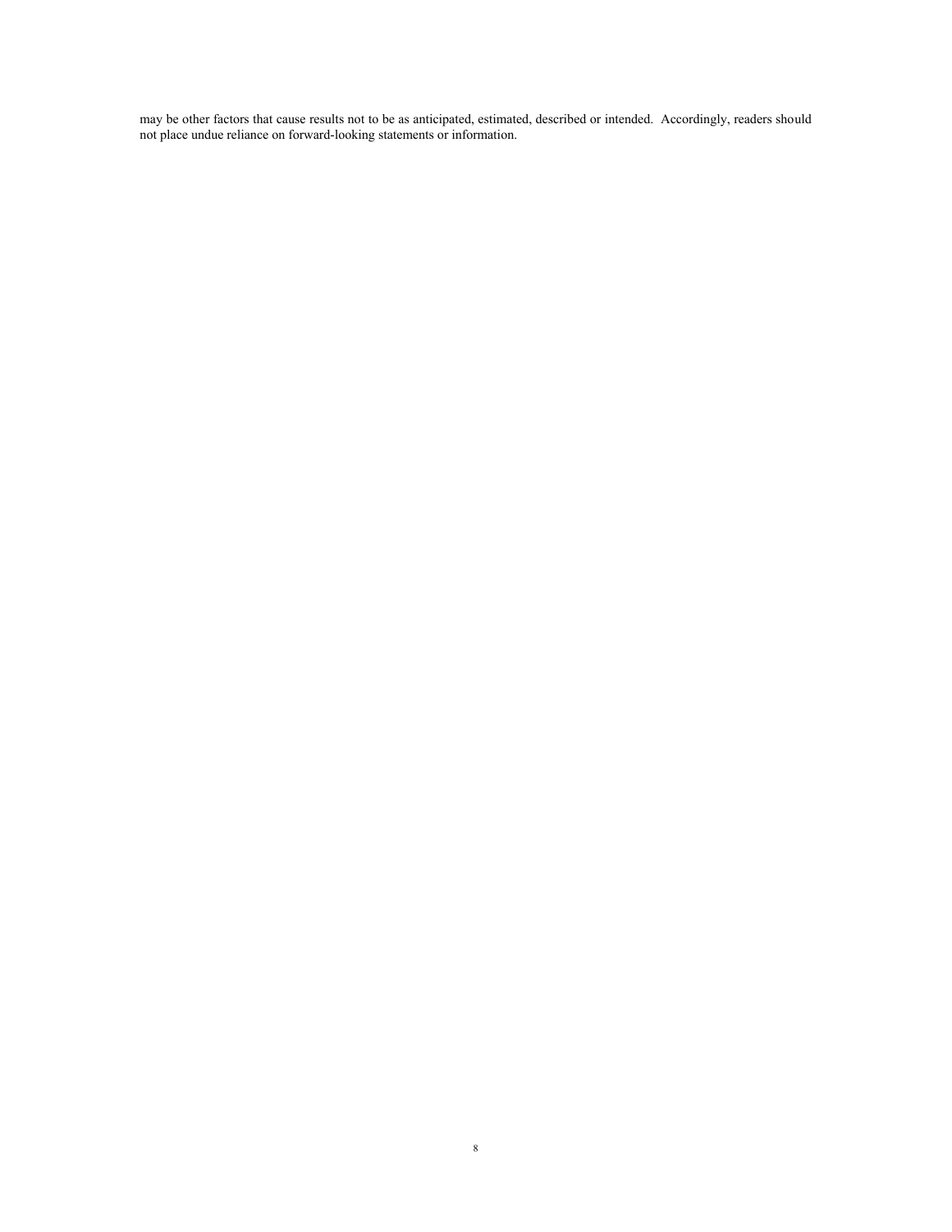may be other factors that cause results not to be as anticipated, estimated, described or intended. Accordingly, readers should not place undue reliance on forward-looking statements or information.